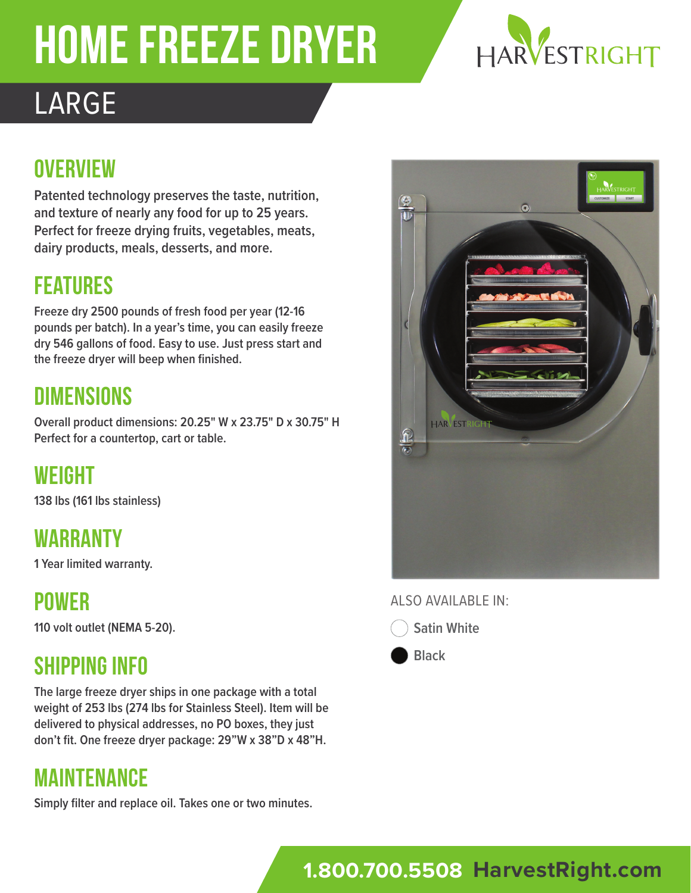# HOME FREEZE DRYER

## LARGE

HARVESTRIGHT

## OVERVIEW

Patented technology preserves the taste, nutrition, and texture of nearly any food for up to 25 years. Perfect for freeze drying fruits, vegetables, meats, dairy products, meals, desserts, and more.

## FEATURES

Freeze dry 2500 pounds of fresh food per year (12-16 pounds per batch). In a year's time, you can easily freeze dry 546 gallons of food. Easy to use. Just press start and the freeze dryer will beep when finished.

## DIMENSIONS

Overall product dimensions: 20.25" W x 23.75" D x 30.75" H
Perfect for a countertop, cart or table.

## WEIGHT

138 lbs (161 lbs stainless)

## WARRANTY

1 Year limited warranty.

## POWER

110 volt outlet (NEMA 5-20).

## SHIPPING INFO

The large freeze dryer ships in one package with a total weight of 253 lbs (274 lbs for Stainless Steel). Item will be delivered to physical addresses, no PO boxes, they just don't fit. One freeze dryer package: 29"W x 38"D x 48"H.

## MAINTENANCE

Simply filter and replace oil. Takes one or two minutes.

ALSO AVAILABLE IN:

- Satin White
- Black

**1.800.700.5508 HarvestRight.com**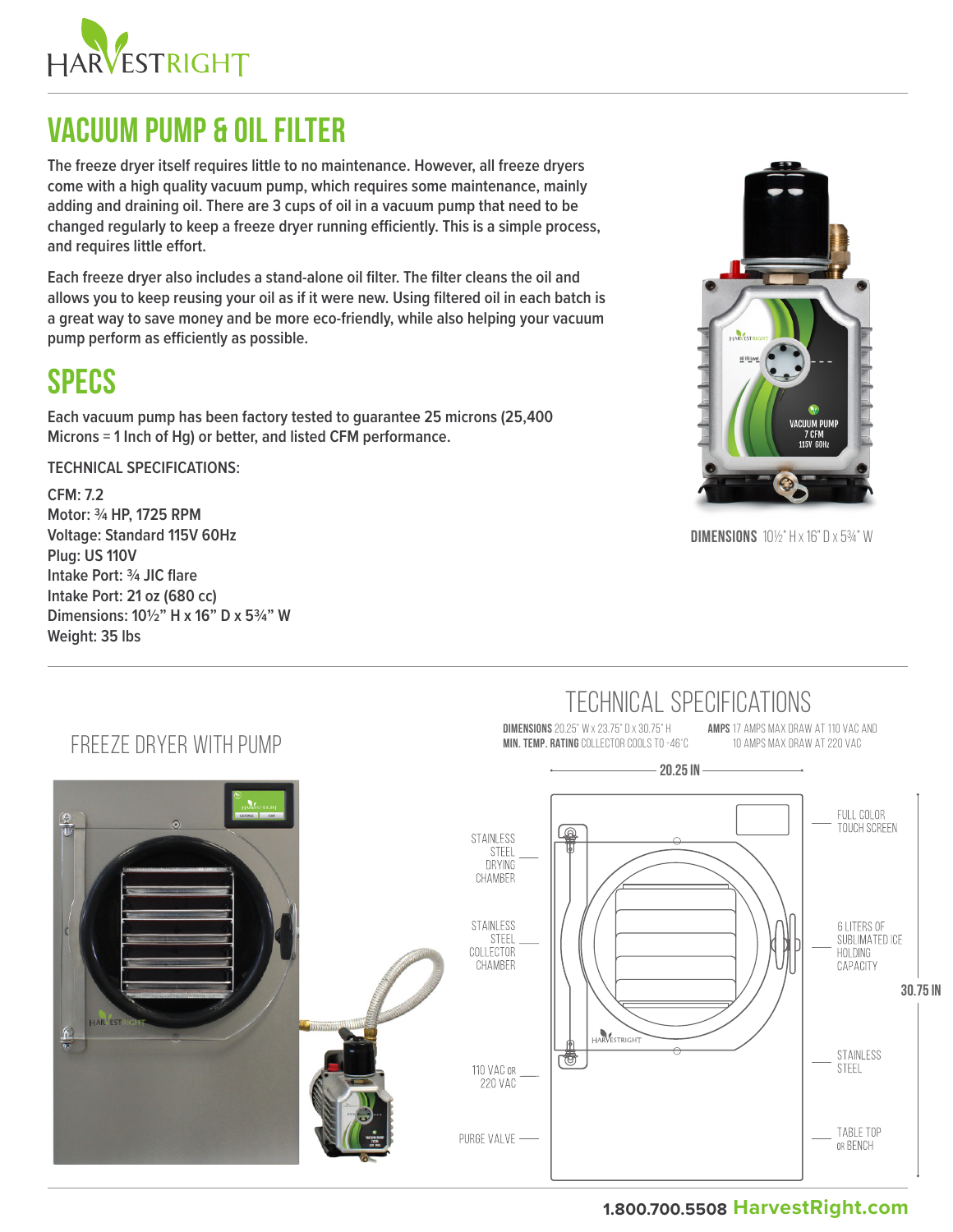HARVESTRIGHT

# VACUUM PUMP & OIL FILTER

The freeze dryer itself requires little to no maintenance. However, all freeze dryers come with a high quality vacuum pump, which requires some maintenance, mainly adding and draining oil. There are 3 cups of oil in a vacuum pump that need to be changed regularly to keep a freeze dryer running efficiently. This is a simple process, and requires little effort.

Each freeze dryer also includes a stand-alone oil filter. The filter cleans the oil and allows you to keep reusing your oil as if it were new. Using filtered oil in each batch is a great way to save money and be more eco-friendly, while also helping your vacuum pump perform as efficiently as possible.

# SPECS

Each vacuum pump has been factory tested to guarantee 25 microns (25,400 Microns = 1 Inch of Hg) or better, and listed CFM performance.

TECHNICAL SPECIFICATIONS:

CFM: 7.2
Motor: ¾ HP, 1725 RPM
Voltage: Standard 115V 60Hz
Plug: US 110V
Intake Port: ¾ JIC flare
Intake Port: 21 oz (680 cc)
Dimensions: 10½" H x 16" D x 5¾" W
Weight: 35 lbs

VACUUM PUMP
7 CFM
115V 60Hz

**DIMENSIONS** 10½" H x 16" D x 5¾" W

## FREEZE DRYER WITH PUMP

## TECHNICAL SPECIFICATIONS

**DIMENSIONS** 20.25" W x 23.75" D x 30.75" H
**MIN. TEMP. RATING** COLLECTOR COOLS TO -46°C
**AMPS** 17 AMPS MAX DRAW AT 110 VAC AND 10 AMPS MAX DRAW AT 220 VAC

20.25 IN

30.75 IN

STAINLESS STEEL DRYING CHAMBER

STAINLESS STEEL COLLECTOR CHAMBER

110 VAC OR 220 VAC

PURGE VALVE

FULL COLOR TOUCH SCREEN

6 LITERS OF SUBLIMATED ICE HOLDING CAPACITY

STAINLESS STEEL

TABLE TOP OR BENCH

1.800.700.5508 HarvestRight.com